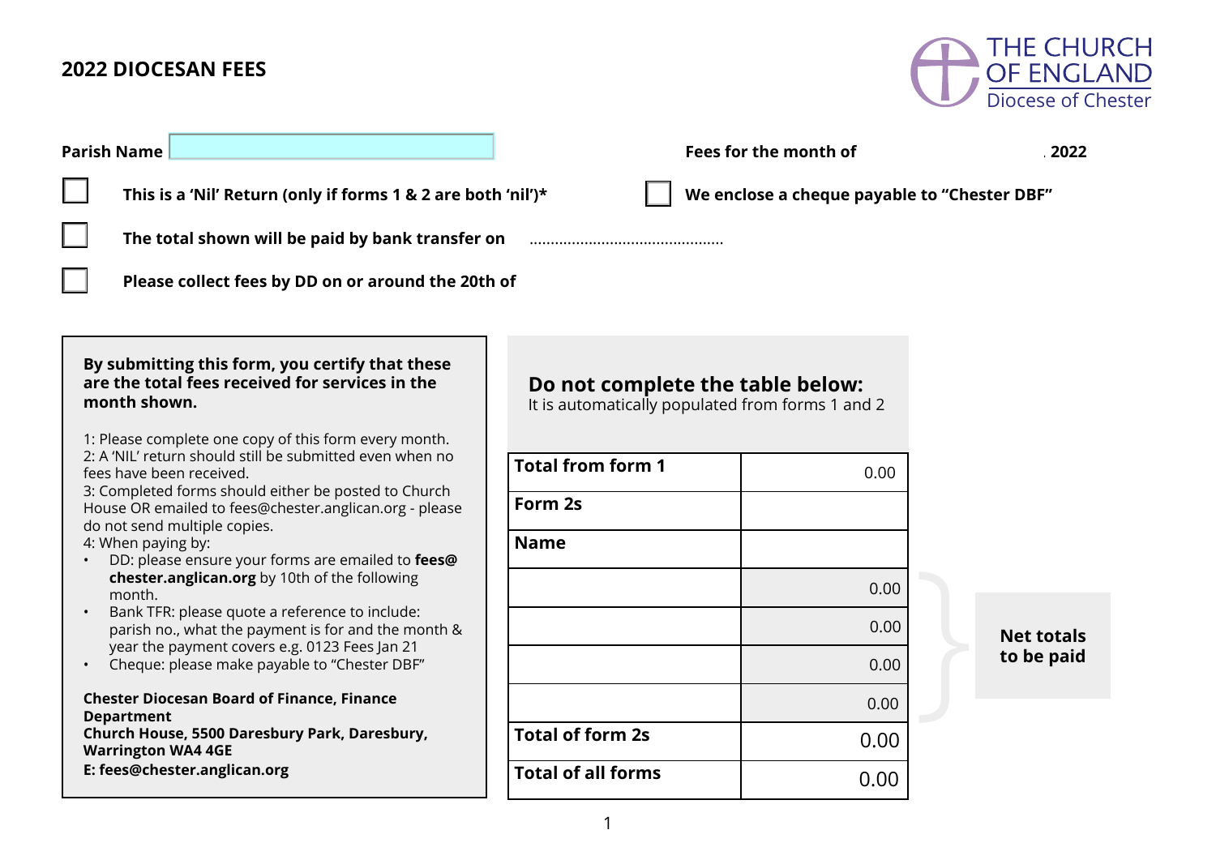## 2022 DIOCESAN FEES

THE CHURCH OF ENGLAND
Diocese of Chester

**Parish Name** 

**Fees for the month of** . **2022**

☐ **This is a 'Nil' Return (only if forms 1 & 2 are both 'nil')***

☐ **We enclose a cheque payable to "Chester DBF"**

☐ **The total shown will be paid by bank transfer on** .............................................

☐ **Please collect fees by DD on or around the 20th of**

**By submitting this form, you certify that these are the total fees received for services in the month shown.**

1: Please complete one copy of this form every month.
2: A 'NIL' return should still be submitted even when no fees have been received.
3: Completed forms should either be posted to Church House OR emailed to fees@chester.anglican.org - please do not send multiple copies.
4: When paying by:

- DD: please ensure your forms are emailed to **fees@chester.anglican.org** by 10th of the following month.
- Bank TFR: please quote a reference to include: parish no., what the payment is for and the month & year the payment covers e.g. 0123 Fees Jan 21
- Cheque: please make payable to "Chester DBF"

**Chester Diocesan Board of Finance, Finance Department**
**Church House, 5500 Daresbury Park, Daresbury, Warrington WA4 4GE**
**E: fees@chester.anglican.org**

### Do not complete the table below:

It is automatically populated from forms 1 and 2

| | |
|---|---|
| **Total from form 1** | 0.00 |
| **Form 2s** | |
| **Name** | |
| | 0.00 |
| | 0.00 |
| | 0.00 |
| | 0.00 |
| **Total of form 2s** | 0.00 |
| **Total of all forms** | 0.00 |

**Net totals to be paid**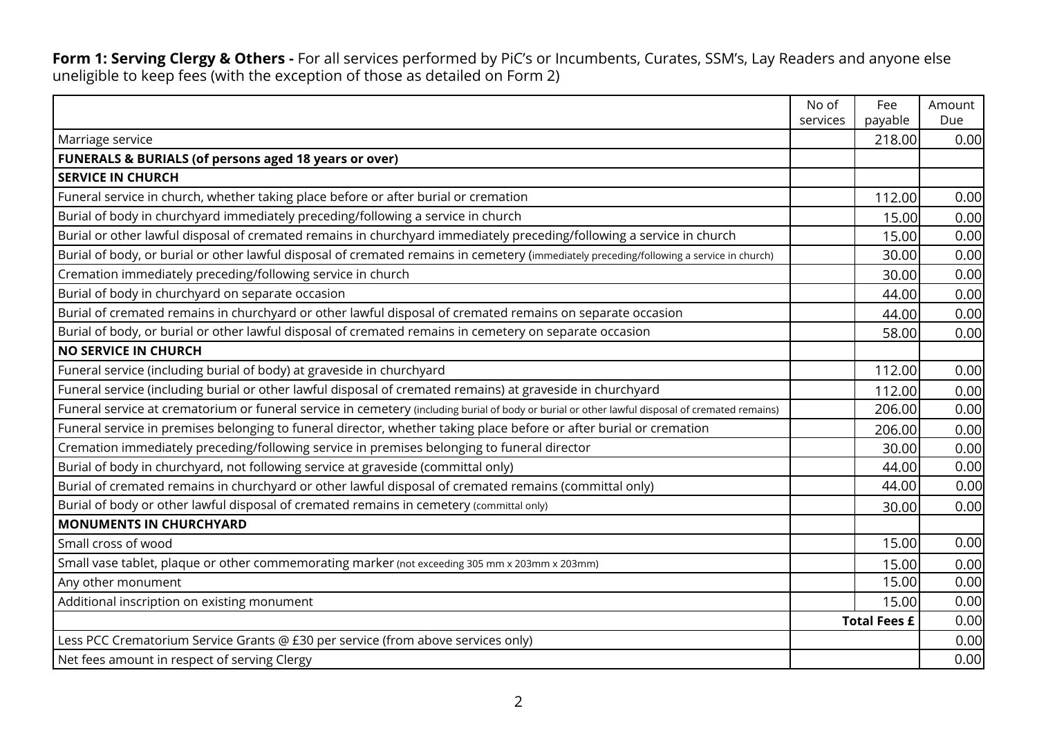**Form 1: Serving Clergy & Others -** For all services performed by PiC's or Incumbents, Curates, SSM's, Lay Readers and anyone else uneligible to keep fees (with the exception of those as detailed on Form 2)

| | No of services | Fee payable | Amount Due |
|---|---|---|---|
| Marriage service | | 218.00 | 0.00 |
| **FUNERALS & BURIALS (of persons aged 18 years or over)** | | | |
| **SERVICE IN CHURCH** | | | |
| Funeral service in church, whether taking place before or after burial or cremation | | 112.00 | 0.00 |
| Burial of body in churchyard immediately preceding/following a service in church | | 15.00 | 0.00 |
| Burial or other lawful disposal of cremated remains in churchyard immediately preceding/following a service in church | | 15.00 | 0.00 |
| Burial of body, or burial or other lawful disposal of cremated remains in cemetery (immediately preceding/following a service in church) | | 30.00 | 0.00 |
| Cremation immediately preceding/following service in church | | 30.00 | 0.00 |
| Burial of body in churchyard on separate occasion | | 44.00 | 0.00 |
| Burial of cremated remains in churchyard or other lawful disposal of cremated remains on separate occasion | | 44.00 | 0.00 |
| Burial of body, or burial or other lawful disposal of cremated remains in cemetery on separate occasion | | 58.00 | 0.00 |
| **NO SERVICE IN CHURCH** | | | |
| Funeral service (including burial of body) at graveside in churchyard | | 112.00 | 0.00 |
| Funeral service (including burial or other lawful disposal of cremated remains) at graveside in churchyard | | 112.00 | 0.00 |
| Funeral service at crematorium or funeral service in cemetery (including burial of body or burial or other lawful disposal of cremated remains) | | 206.00 | 0.00 |
| Funeral service in premises belonging to funeral director, whether taking place before or after burial or cremation | | 206.00 | 0.00 |
| Cremation immediately preceding/following service in premises belonging to funeral director | | 30.00 | 0.00 |
| Burial of body in churchyard, not following service at graveside (committal only) | | 44.00 | 0.00 |
| Burial of cremated remains in churchyard or other lawful disposal of cremated remains (committal only) | | 44.00 | 0.00 |
| Burial of body or other lawful disposal of cremated remains in cemetery (committal only) | | 30.00 | 0.00 |
| **MONUMENTS IN CHURCHYARD** | | | |
| Small cross of wood | | 15.00 | 0.00 |
| Small vase tablet, plaque or other commemorating marker (not exceeding 305 mm x 203mm x 203mm) | | 15.00 | 0.00 |
| Any other monument | | 15.00 | 0.00 |
| Additional inscription on existing monument | | 15.00 | 0.00 |
| | | **Total Fees £** | 0.00 |
| Less PCC Crematorium Service Grants @ £30 per service (from above services only) | | | 0.00 |
| Net fees amount in respect of serving Clergy | | | 0.00 |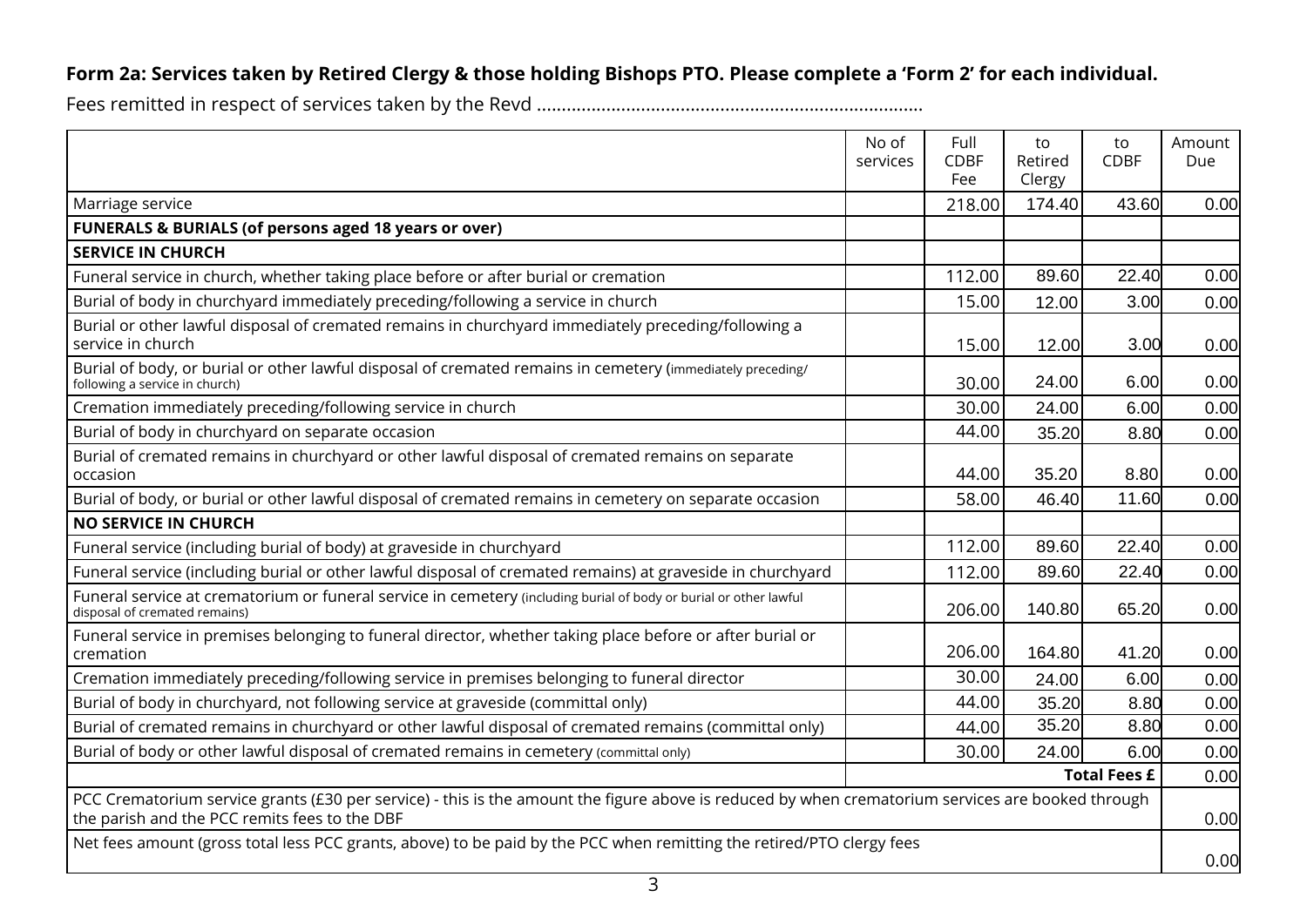**Form 2a: Services taken by Retired Clergy & those holding Bishops PTO. Please complete a 'Form 2' for each individual.**

Fees remitted in respect of services taken by the Revd ..............................................................................

| | No of services | Full CDBF Fee | to Retired Clergy | to CDBF | Amount Due |
|---|---|---|---|---|---|
| Marriage service | | 218.00 | 174.40 | 43.60 | 0.00 |
| **FUNERALS & BURIALS (of persons aged 18 years or over)** | | | | | |
| **SERVICE IN CHURCH** | | | | | |
| Funeral service in church, whether taking place before or after burial or cremation | | 112.00 | 89.60 | 22.40 | 0.00 |
| Burial of body in churchyard immediately preceding/following a service in church | | 15.00 | 12.00 | 3.00 | 0.00 |
| Burial or other lawful disposal of cremated remains in churchyard immediately preceding/following a service in church | | 15.00 | 12.00 | 3.00 | 0.00 |
| Burial of body, or burial or other lawful disposal of cremated remains in cemetery (immediately preceding/ following a service in church) | | 30.00 | 24.00 | 6.00 | 0.00 |
| Cremation immediately preceding/following service in church | | 30.00 | 24.00 | 6.00 | 0.00 |
| Burial of body in churchyard on separate occasion | | 44.00 | 35.20 | 8.80 | 0.00 |
| Burial of cremated remains in churchyard or other lawful disposal of cremated remains on separate occasion | | 44.00 | 35.20 | 8.80 | 0.00 |
| Burial of body, or burial or other lawful disposal of cremated remains in cemetery on separate occasion | | 58.00 | 46.40 | 11.60 | 0.00 |
| **NO SERVICE IN CHURCH** | | | | | |
| Funeral service (including burial of body) at graveside in churchyard | | 112.00 | 89.60 | 22.40 | 0.00 |
| Funeral service (including burial or other lawful disposal of cremated remains) at graveside in churchyard | | 112.00 | 89.60 | 22.40 | 0.00 |
| Funeral service at crematorium or funeral service in cemetery (including burial of body or burial or other lawful disposal of cremated remains) | | 206.00 | 140.80 | 65.20 | 0.00 |
| Funeral service in premises belonging to funeral director, whether taking place before or after burial or cremation | | 206.00 | 164.80 | 41.20 | 0.00 |
| Cremation immediately preceding/following service in premises belonging to funeral director | | 30.00 | 24.00 | 6.00 | 0.00 |
| Burial of body in churchyard, not following service at graveside (committal only) | | 44.00 | 35.20 | 8.80 | 0.00 |
| Burial of cremated remains in churchyard or other lawful disposal of cremated remains (committal only) | | 44.00 | 35.20 | 8.80 | 0.00 |
| Burial of body or other lawful disposal of cremated remains in cemetery (committal only) | | 30.00 | 24.00 | 6.00 | 0.00 |
| | | | | **Total Fees £** | 0.00 |
| PCC Crematorium service grants (£30 per service) - this is the amount the figure above is reduced by when crematorium services are booked through the parish and the PCC remits fees to the DBF | | | | | 0.00 |
| Net fees amount (gross total less PCC grants, above) to be paid by the PCC when remitting the retired/PTO clergy fees | | | | | 0.00 |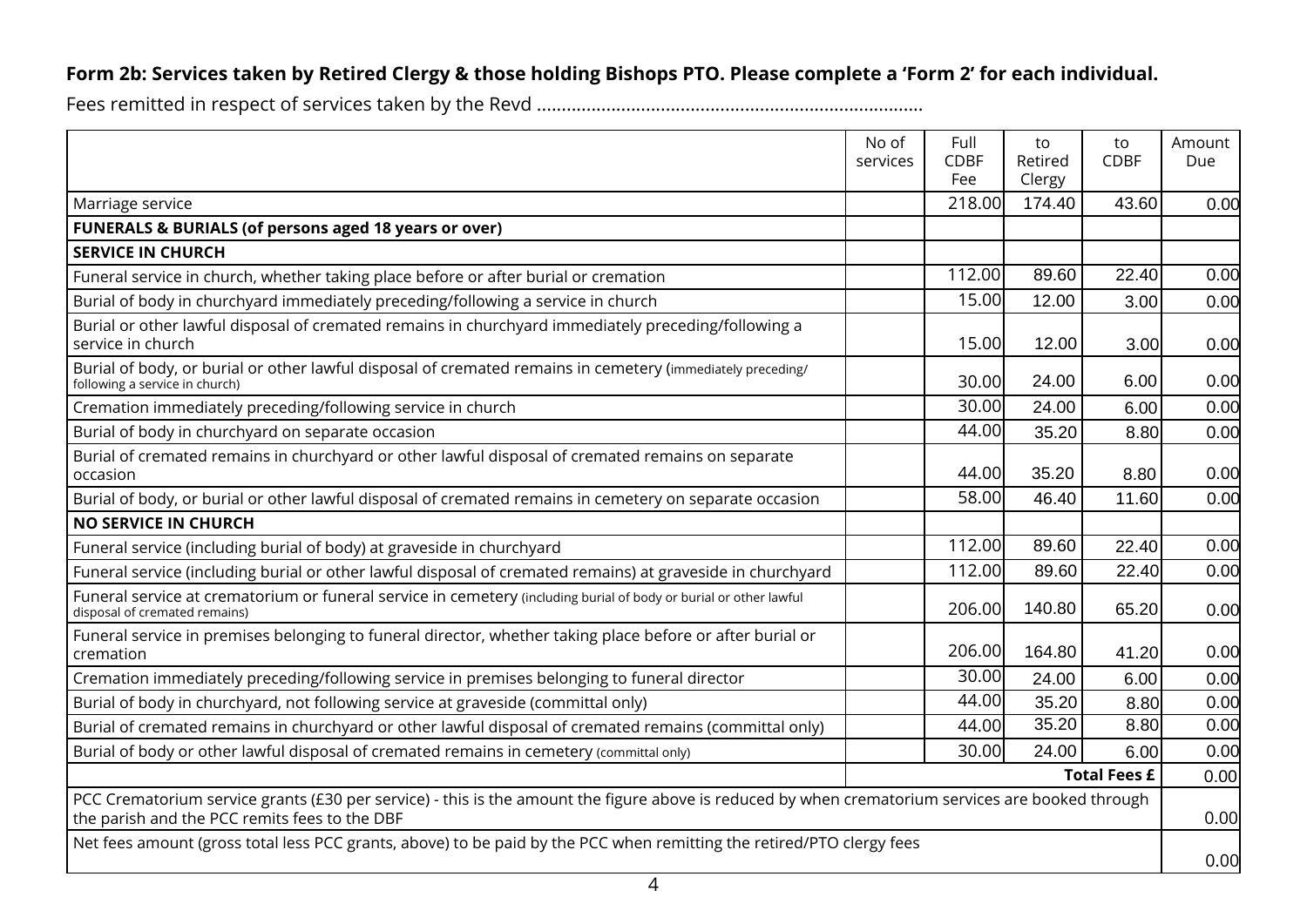**Form 2b: Services taken by Retired Clergy & those holding Bishops PTO. Please complete a 'Form 2' for each individual.**

Fees remitted in respect of services taken by the Revd ..............................................................................

| | No of services | Full CDBF Fee | to Retired Clergy | to CDBF | Amount Due |
|---|---|---|---|---|---|
| Marriage service | | 218.00 | 174.40 | 43.60 | 0.00 |
| **FUNERALS & BURIALS (of persons aged 18 years or over)** | | | | | |
| **SERVICE IN CHURCH** | | | | | |
| Funeral service in church, whether taking place before or after burial or cremation | | 112.00 | 89.60 | 22.40 | 0.00 |
| Burial of body in churchyard immediately preceding/following a service in church | | 15.00 | 12.00 | 3.00 | 0.00 |
| Burial or other lawful disposal of cremated remains in churchyard immediately preceding/following a service in church | | 15.00 | 12.00 | 3.00 | 0.00 |
| Burial of body, or burial or other lawful disposal of cremated remains in cemetery (immediately preceding/following a service in church) | | 30.00 | 24.00 | 6.00 | 0.00 |
| Cremation immediately preceding/following service in church | | 30.00 | 24.00 | 6.00 | 0.00 |
| Burial of body in churchyard on separate occasion | | 44.00 | 35.20 | 8.80 | 0.00 |
| Burial of cremated remains in churchyard or other lawful disposal of cremated remains on separate occasion | | 44.00 | 35.20 | 8.80 | 0.00 |
| Burial of body, or burial or other lawful disposal of cremated remains in cemetery on separate occasion | | 58.00 | 46.40 | 11.60 | 0.00 |
| **NO SERVICE IN CHURCH** | | | | | |
| Funeral service (including burial of body) at graveside in churchyard | | 112.00 | 89.60 | 22.40 | 0.00 |
| Funeral service (including burial or other lawful disposal of cremated remains) at graveside in churchyard | | 112.00 | 89.60 | 22.40 | 0.00 |
| Funeral service at crematorium or funeral service in cemetery (including burial of body or burial or other lawful disposal of cremated remains) | | 206.00 | 140.80 | 65.20 | 0.00 |
| Funeral service in premises belonging to funeral director, whether taking place before or after burial or cremation | | 206.00 | 164.80 | 41.20 | 0.00 |
| Cremation immediately preceding/following service in premises belonging to funeral director | | 30.00 | 24.00 | 6.00 | 0.00 |
| Burial of body in churchyard, not following service at graveside (committal only) | | 44.00 | 35.20 | 8.80 | 0.00 |
| Burial of cremated remains in churchyard or other lawful disposal of cremated remains (committal only) | | 44.00 | 35.20 | 8.80 | 0.00 |
| Burial of body or other lawful disposal of cremated remains in cemetery (committal only) | | 30.00 | 24.00 | 6.00 | 0.00 |
| | | | | **Total Fees £** | 0.00 |
| PCC Crematorium service grants (£30 per service) - this is the amount the figure above is reduced by when crematorium services are booked through the parish and the PCC remits fees to the DBF | | | | | 0.00 |
| Net fees amount (gross total less PCC grants, above) to be paid by the PCC when remitting the retired/PTO clergy fees | | | | | 0.00 |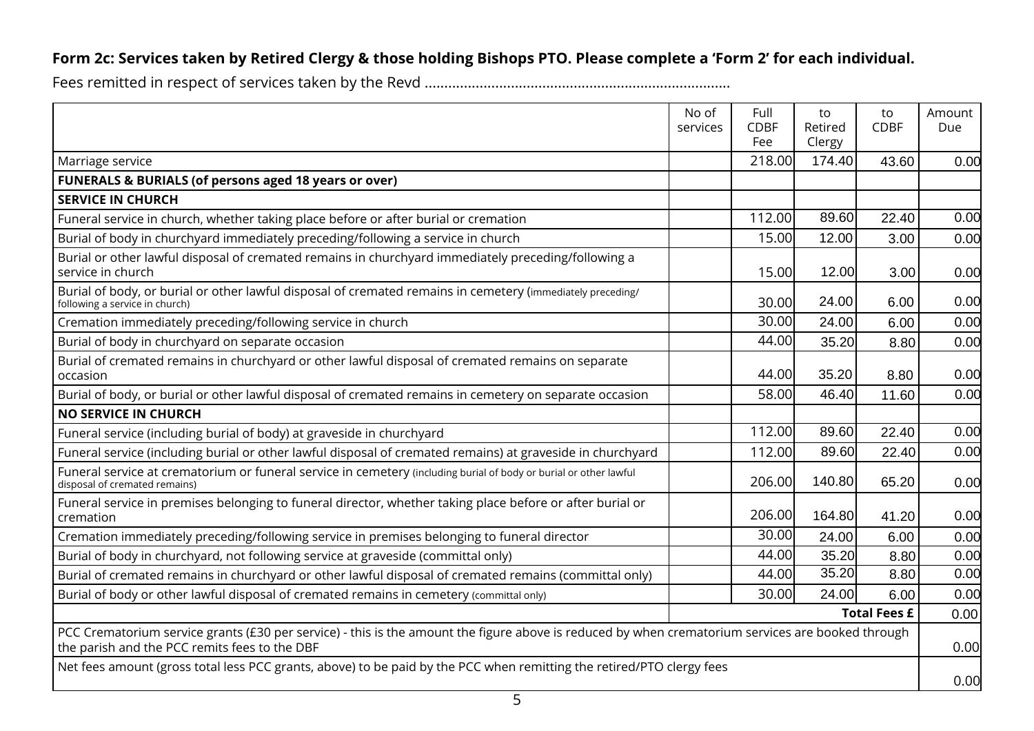**Form 2c: Services taken by Retired Clergy & those holding Bishops PTO. Please complete a 'Form 2' for each individual.**

Fees remitted in respect of services taken by the Revd ..............................................................................

| | No of services | Full CDBF Fee | to Retired Clergy | to CDBF | Amount Due |
|---|---|---|---|---|---|
| Marriage service | | 218.00 | 174.40 | 43.60 | 0.00 |
| **FUNERALS & BURIALS (of persons aged 18 years or over)** | | | | | |
| **SERVICE IN CHURCH** | | | | | |
| Funeral service in church, whether taking place before or after burial or cremation | | 112.00 | 89.60 | 22.40 | 0.00 |
| Burial of body in churchyard immediately preceding/following a service in church | | 15.00 | 12.00 | 3.00 | 0.00 |
| Burial or other lawful disposal of cremated remains in churchyard immediately preceding/following a service in church | | 15.00 | 12.00 | 3.00 | 0.00 |
| Burial of body, or burial or other lawful disposal of cremated remains in cemetery (immediately preceding/ following a service in church) | | 30.00 | 24.00 | 6.00 | 0.00 |
| Cremation immediately preceding/following service in church | | 30.00 | 24.00 | 6.00 | 0.00 |
| Burial of body in churchyard on separate occasion | | 44.00 | 35.20 | 8.80 | 0.00 |
| Burial of cremated remains in churchyard or other lawful disposal of cremated remains on separate occasion | | 44.00 | 35.20 | 8.80 | 0.00 |
| Burial of body, or burial or other lawful disposal of cremated remains in cemetery on separate occasion | | 58.00 | 46.40 | 11.60 | 0.00 |
| **NO SERVICE IN CHURCH** | | | | | |
| Funeral service (including burial of body) at graveside in churchyard | | 112.00 | 89.60 | 22.40 | 0.00 |
| Funeral service (including burial or other lawful disposal of cremated remains) at graveside in churchyard | | 112.00 | 89.60 | 22.40 | 0.00 |
| Funeral service at crematorium or funeral service in cemetery (including burial of body or burial or other lawful disposal of cremated remains) | | 206.00 | 140.80 | 65.20 | 0.00 |
| Funeral service in premises belonging to funeral director, whether taking place before or after burial or cremation | | 206.00 | 164.80 | 41.20 | 0.00 |
| Cremation immediately preceding/following service in premises belonging to funeral director | | 30.00 | 24.00 | 6.00 | 0.00 |
| Burial of body in churchyard, not following service at graveside (committal only) | | 44.00 | 35.20 | 8.80 | 0.00 |
| Burial of cremated remains in churchyard or other lawful disposal of cremated remains (committal only) | | 44.00 | 35.20 | 8.80 | 0.00 |
| Burial of body or other lawful disposal of cremated remains in cemetery (committal only) | | 30.00 | 24.00 | 6.00 | 0.00 |
| | | | | **Total Fees £** | 0.00 |
| PCC Crematorium service grants (£30 per service) - this is the amount the figure above is reduced by when crematorium services are booked through the parish and the PCC remits fees to the DBF | | | | | 0.00 |
| Net fees amount (gross total less PCC grants, above) to be paid by the PCC when remitting the retired/PTO clergy fees | | | | | 0.00 |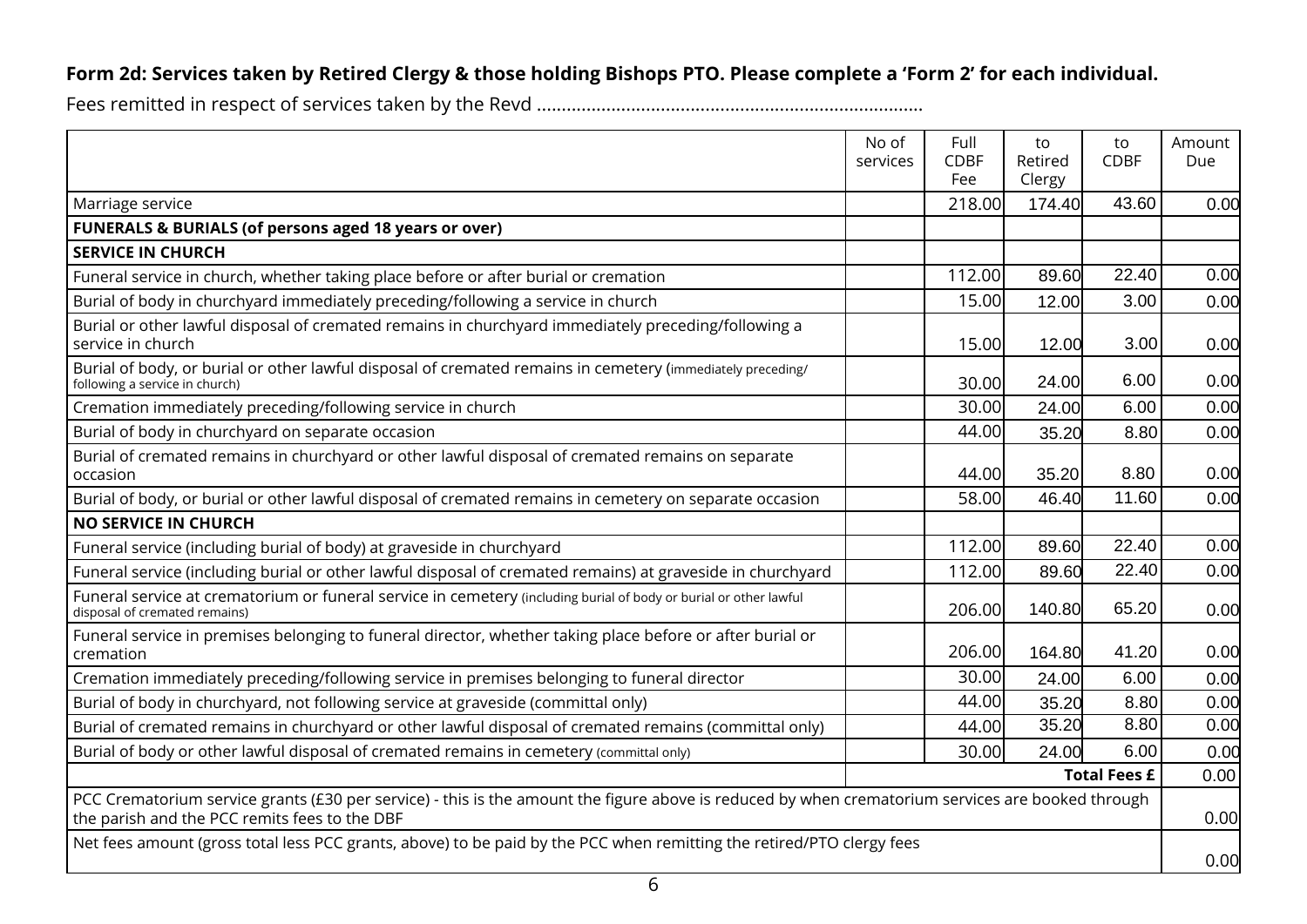**Form 2d: Services taken by Retired Clergy & those holding Bishops PTO. Please complete a 'Form 2' for each individual.**

Fees remitted in respect of services taken by the Revd ..............................................................................

| | No of services | Full CDBF Fee | to Retired Clergy | to CDBF | Amount Due |
|---|---|---|---|---|---|
| Marriage service | | 218.00 | 174.40 | 43.60 | 0.00 |
| **FUNERALS & BURIALS (of persons aged 18 years or over)** | | | | | |
| **SERVICE IN CHURCH** | | | | | |
| Funeral service in church, whether taking place before or after burial or cremation | | 112.00 | 89.60 | 22.40 | 0.00 |
| Burial of body in churchyard immediately preceding/following a service in church | | 15.00 | 12.00 | 3.00 | 0.00 |
| Burial or other lawful disposal of cremated remains in churchyard immediately preceding/following a service in church | | 15.00 | 12.00 | 3.00 | 0.00 |
| Burial of body, or burial or other lawful disposal of cremated remains in cemetery (immediately preceding/ following a service in church) | | 30.00 | 24.00 | 6.00 | 0.00 |
| Cremation immediately preceding/following service in church | | 30.00 | 24.00 | 6.00 | 0.00 |
| Burial of body in churchyard on separate occasion | | 44.00 | 35.20 | 8.80 | 0.00 |
| Burial of cremated remains in churchyard or other lawful disposal of cremated remains on separate occasion | | 44.00 | 35.20 | 8.80 | 0.00 |
| Burial of body, or burial or other lawful disposal of cremated remains in cemetery on separate occasion | | 58.00 | 46.40 | 11.60 | 0.00 |
| **NO SERVICE IN CHURCH** | | | | | |
| Funeral service (including burial of body) at graveside in churchyard | | 112.00 | 89.60 | 22.40 | 0.00 |
| Funeral service (including burial or other lawful disposal of cremated remains) at graveside in churchyard | | 112.00 | 89.60 | 22.40 | 0.00 |
| Funeral service at crematorium or funeral service in cemetery (including burial of body or burial or other lawful disposal of cremated remains) | | 206.00 | 140.80 | 65.20 | 0.00 |
| Funeral service in premises belonging to funeral director, whether taking place before or after burial or cremation | | 206.00 | 164.80 | 41.20 | 0.00 |
| Cremation immediately preceding/following service in premises belonging to funeral director | | 30.00 | 24.00 | 6.00 | 0.00 |
| Burial of body in churchyard, not following service at graveside (committal only) | | 44.00 | 35.20 | 8.80 | 0.00 |
| Burial of cremated remains in churchyard or other lawful disposal of cremated remains (committal only) | | 44.00 | 35.20 | 8.80 | 0.00 |
| Burial of body or other lawful disposal of cremated remains in cemetery (committal only) | | 30.00 | 24.00 | 6.00 | 0.00 |
| | | | | **Total Fees £** | 0.00 |
| PCC Crematorium service grants (£30 per service) - this is the amount the figure above is reduced by when crematorium services are booked through the parish and the PCC remits fees to the DBF | | | | | 0.00 |
| Net fees amount (gross total less PCC grants, above) to be paid by the PCC when remitting the retired/PTO clergy fees | | | | | 0.00 |